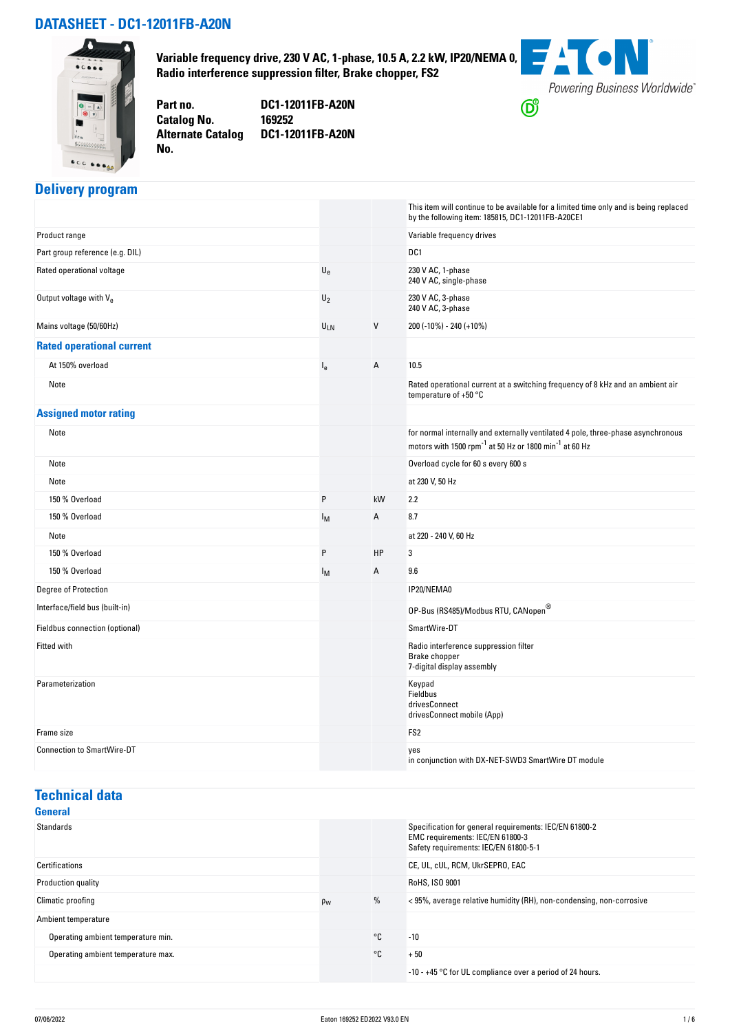# DATASHEET - DC1-12011FB-A20N

**Variable frequency drive, 230 V AC, 1-phase, 10.5 A, 2.2 kW, IP20/NEMA 0, Radio interference suppression filter, Brake chopper, FS2**

| | |
|---|---|
| **Part no.** | **DC1-12011FB-A20N** |
| **Catalog No.** | **169252** |
| **Alternate Catalog No.** | **DC1-12011FB-A20N** |

Powering Business Worldwide

## Delivery program

| | | | |
|---|---|---|---|
| | | | This item will continue to be available for a limited time only and is being replaced by the following item: 185815, DC1-12011FB-A20CE1 |
| Product range | | | Variable frequency drives |
| Part group reference (e.g. DIL) | | | DC1 |
| Rated operational voltage | $U_e$ | | 230 V AC, 1-phase<br>240 V AC, single-phase |
| Output voltage with $V_e$ | $U_2$ | | 230 V AC, 3-phase<br>240 V AC, 3-phase |
| Mains voltage (50/60Hz) | $U_{LN}$ | V | 200 (-10%) - 240 (+10%) |
| **Rated operational current** | | | |
| At 150% overload | $I_e$ | A | 10.5 |
| Note | | | Rated operational current at a switching frequency of 8 kHz and an ambient air temperature of +50 °C |
| **Assigned motor rating** | | | |
| Note | | | for normal internally and externally ventilated 4 pole, three-phase asynchronous motors with 1500 rpm$^{-1}$ at 50 Hz or 1800 min$^{-1}$ at 60 Hz |
| Note | | | Overload cycle for 60 s every 600 s |
| Note | | | at 230 V, 50 Hz |
| 150 % Overload | P | kW | 2.2 |
| 150 % Overload | $I_M$ | A | 8.7 |
| Note | | | at 220 - 240 V, 60 Hz |
| 150 % Overload | P | HP | 3 |
| 150 % Overload | $I_M$ | A | 9.6 |
| Degree of Protection | | | IP20/NEMA0 |
| Interface/field bus (built-in) | | | OP-Bus (RS485)/Modbus RTU, CANopen® |
| Fieldbus connection (optional) | | | SmartWire-DT |
| Fitted with | | | Radio interference suppression filter<br>Brake chopper<br>7-digital display assembly |
| Parameterization | | | Keypad<br>Fieldbus<br>drivesConnect<br>drivesConnect mobile (App) |
| Frame size | | | FS2 |
| Connection to SmartWire-DT | | | yes<br>in conjunction with DX-NET-SWD3 SmartWire DT module |

## Technical data

### General

| | | | |
|---|---|---|---|
| Standards | | | Specification for general requirements: IEC/EN 61800-2<br>EMC requirements: IEC/EN 61800-3<br>Safety requirements: IEC/EN 61800-5-1 |
| Certifications | | | CE, UL, cUL, RCM, UkrSEPRO, EAC |
| Production quality | | | RoHS, ISO 9001 |
| Climatic proofing | $\rho_w$ | % | < 95%, average relative humidity (RH), non-condensing, non-corrosive |
| Ambient temperature | | | |
| Operating ambient temperature min. | | °C | -10 |
| Operating ambient temperature max. | | °C | + 50 |
| | | | -10 - +45 °C for UL compliance over a period of 24 hours. |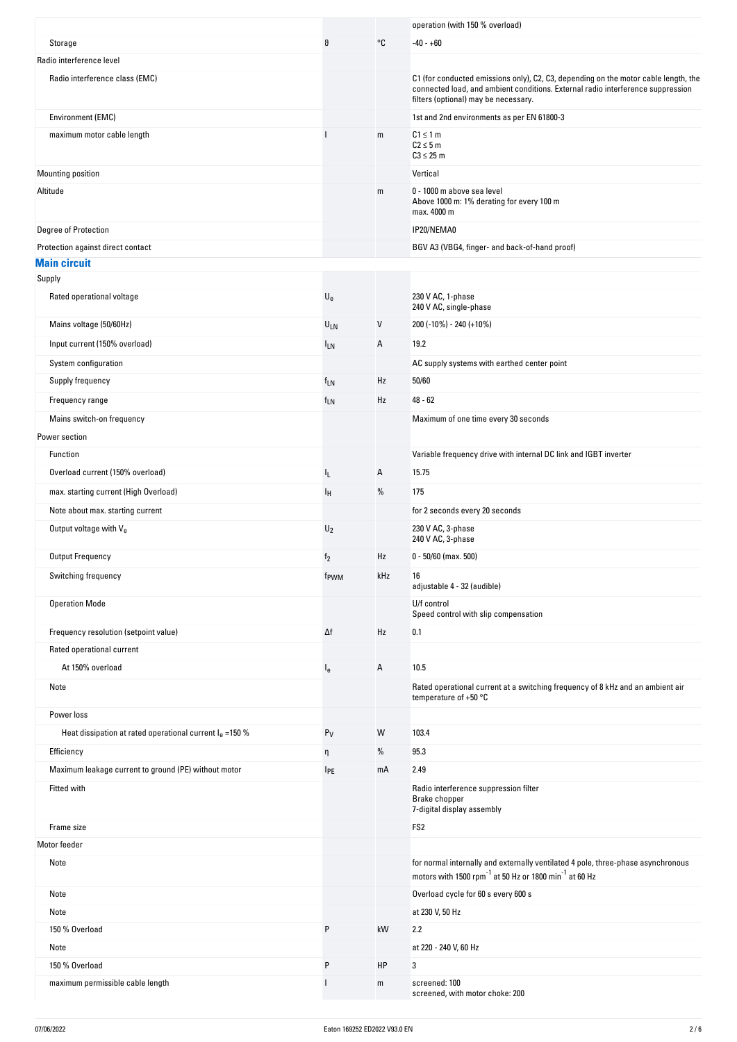| | | | |
|---|---|---|---|
| | | | operation (with 150 % overload) |
| Storage | θ | °C | -40 - +60 |
| Radio interference level | | | |
| Radio interference class (EMC) | | | C1 (for conducted emissions only), C2, C3, depending on the motor cable length, the connected load, and ambient conditions. External radio interference suppression filters (optional) may be necessary. |
| Environment (EMC) | | | 1st and 2nd environments as per EN 61800-3 |
| maximum motor cable length | l | m | C1 ≤ 1 m<br>C2 ≤ 5 m<br>C3 ≤ 25 m |
| Mounting position | | | Vertical |
| Altitude | | m | 0 - 1000 m above sea level<br>Above 1000 m: 1% derating for every 100 m<br>max. 4000 m |
| Degree of Protection | | | IP20/NEMA0 |
| Protection against direct contact | | | BGV A3 (VBG4, finger- and back-of-hand proof) |

## Main circuit

| | | | |
|---|---|---|---|
| Supply | | | |
| Rated operational voltage | $U_e$ | | 230 V AC, 1-phase<br>240 V AC, single-phase |
| Mains voltage (50/60Hz) | $U_{LN}$ | V | 200 (-10%) - 240 (+10%) |
| Input current (150% overload) | $I_{LN}$ | A | 19.2 |
| System configuration | | | AC supply systems with earthed center point |
| Supply frequency | $f_{LN}$ | Hz | 50/60 |
| Frequency range | $f_{LN}$ | Hz | 48 - 62 |
| Mains switch-on frequency | | | Maximum of one time every 30 seconds |
| Power section | | | |
| Function | | | Variable frequency drive with internal DC link and IGBT inverter |
| Overload current (150% overload) | $I_L$ | A | 15.75 |
| max. starting current (High Overload) | $I_H$ | % | 175 |
| Note about max. starting current | | | for 2 seconds every 20 seconds |
| Output voltage with $V_e$ | $U_2$ | | 230 V AC, 3-phase<br>240 V AC, 3-phase |
| Output Frequency | $f_2$ | Hz | 0 - 50/60 (max. 500) |
| Switching frequency | $f_{PWM}$ | kHz | 16<br>adjustable 4 - 32 (audible) |
| Operation Mode | | | U/f control<br>Speed control with slip compensation |
| Frequency resolution (setpoint value) | Δf | Hz | 0.1 |
| Rated operational current | | | |
| At 150% overload | $I_e$ | A | 10.5 |
| Note | | | Rated operational current at a switching frequency of 8 kHz and an ambient air temperature of +50 °C |
| Power loss | | | |
| Heat dissipation at rated operational current $I_e$ =150 % | $P_V$ | W | 103.4 |
| Efficiency | η | % | 95.3 |
| Maximum leakage current to ground (PE) without motor | $I_{PE}$ | mA | 2.49 |
| Fitted with | | | Radio interference suppression filter<br>Brake chopper<br>7-digital display assembly |
| Frame size | | | FS2 |
| Motor feeder | | | |
| Note | | | for normal internally and externally ventilated 4 pole, three-phase asynchronous motors with 1500 $rpm^{-1}$ at 50 Hz or 1800 $min^{-1}$ at 60 Hz |
| Note | | | Overload cycle for 60 s every 600 s |
| Note | | | at 230 V, 50 Hz |
| 150 % Overload | P | kW | 2.2 |
| Note | | | at 220 - 240 V, 60 Hz |
| 150 % Overload | P | HP | 3 |
| maximum permissible cable length | l | m | screened: 100<br>screened, with motor choke: 200 |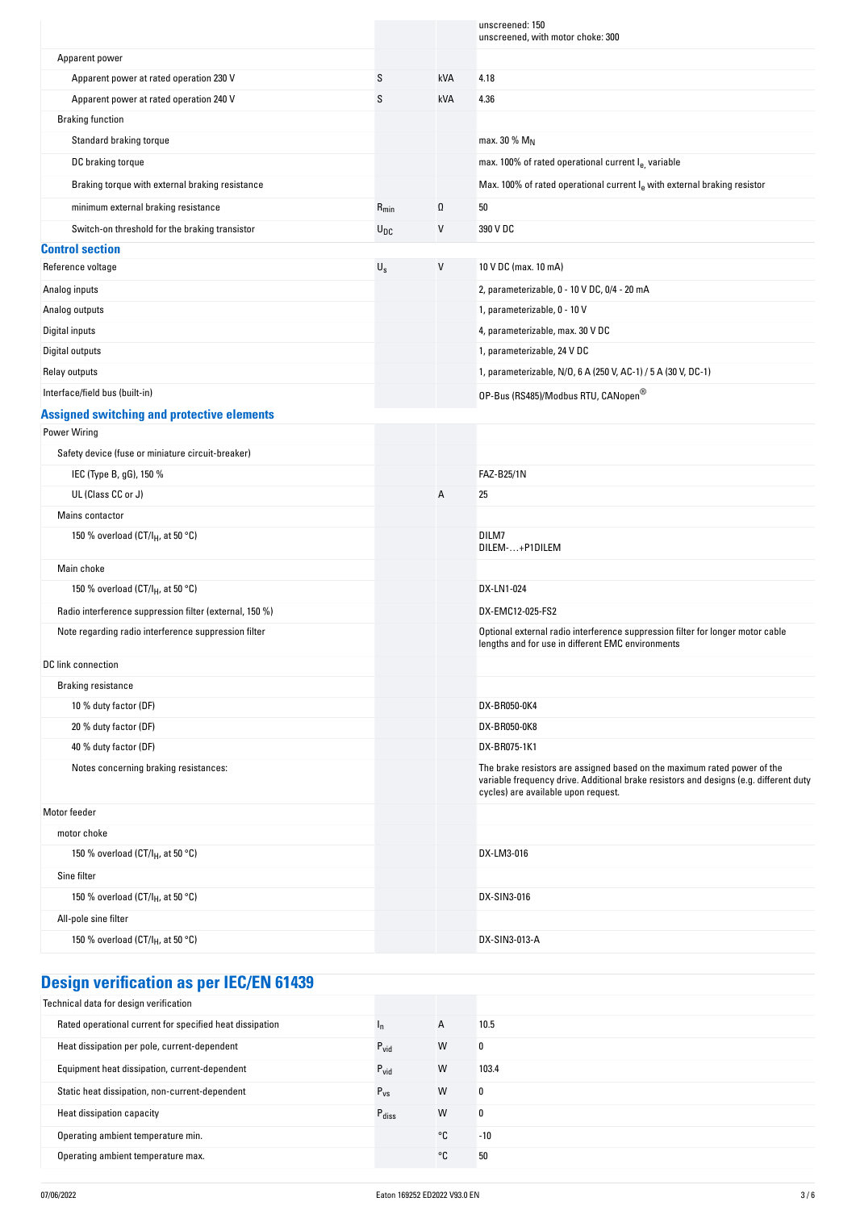| | | | |
|---|---|---|---|
| | | | unscreened: 150<br>unscreened, with motor choke: 300 |
| Apparent power | | | |
| Apparent power at rated operation 230 V | S | kVA | 4.18 |
| Apparent power at rated operation 240 V | S | kVA | 4.36 |
| Braking function | | | |
| Standard braking torque | | | max. 30 % $M_N$ |
| DC braking torque | | | max. 100% of rated operational current $I_e$, variable |
| Braking torque with external braking resistance | | | Max. 100% of rated operational current $I_e$ with external braking resistor |
| minimum external braking resistance | $R_{min}$ | Ω | 50 |
| Switch-on threshold for the braking transistor | $U_{DC}$ | V | 390 V DC |

## Control section

| | | | |
|---|---|---|---|
| Reference voltage | $U_s$ | V | 10 V DC (max. 10 mA) |
| Analog inputs | | | 2, parameterizable, 0 - 10 V DC, 0/4 - 20 mA |
| Analog outputs | | | 1, parameterizable, 0 - 10 V |
| Digital inputs | | | 4, parameterizable, max. 30 V DC |
| Digital outputs | | | 1, parameterizable, 24 V DC |
| Relay outputs | | | 1, parameterizable, N/O, 6 A (250 V, AC-1) / 5 A (30 V, DC-1) |
| Interface/field bus (built-in) | | | OP-Bus (RS485)/Modbus RTU, CANopen® |

## Assigned switching and protective elements

| | | | |
|---|---|---|---|
| Power Wiring | | | |
| Safety device (fuse or miniature circuit-breaker) | | | |
| IEC (Type B, gG), 150 % | | | FAZ-B25/1N |
| UL (Class CC or J) | | A | 25 |
| Mains contactor | | | |
| 150 % overload (CT/$I_H$, at 50 °C) | | | DILM7<br>DILEM-…+P1DILEM |
| Main choke | | | |
| 150 % overload (CT/$I_H$, at 50 °C) | | | DX-LN1-024 |
| Radio interference suppression filter (external, 150 %) | | | DX-EMC12-025-FS2 |
| Note regarding radio interference suppression filter | | | Optional external radio interference suppression filter for longer motor cable lengths and for use in different EMC environments |
| DC link connection | | | |
| Braking resistance | | | |
| 10 % duty factor (DF) | | | DX-BR050-0K4 |
| 20 % duty factor (DF) | | | DX-BR050-0K8 |
| 40 % duty factor (DF) | | | DX-BR075-1K1 |
| Notes concerning braking resistances: | | | The brake resistors are assigned based on the maximum rated power of the variable frequency drive. Additional brake resistors and designs (e.g. different duty cycles) are available upon request. |
| Motor feeder | | | |
| motor choke | | | |
| 150 % overload (CT/$I_H$, at 50 °C) | | | DX-LM3-016 |
| Sine filter | | | |
| 150 % overload (CT/$I_H$, at 50 °C) | | | DX-SIN3-016 |
| All-pole sine filter | | | |
| 150 % overload (CT/$I_H$, at 50 °C) | | | DX-SIN3-013-A |

## Design verification as per IEC/EN 61439

| | | | |
|---|---|---|---|
| Technical data for design verification | | | |
| Rated operational current for specified heat dissipation | $I_n$ | A | 10.5 |
| Heat dissipation per pole, current-dependent | $P_{vid}$ | W | 0 |
| Equipment heat dissipation, current-dependent | $P_{vid}$ | W | 103.4 |
| Static heat dissipation, non-current-dependent | $P_{vs}$ | W | 0 |
| Heat dissipation capacity | $P_{diss}$ | W | 0 |
| Operating ambient temperature min. | | °C | -10 |
| Operating ambient temperature max. | | °C | 50 |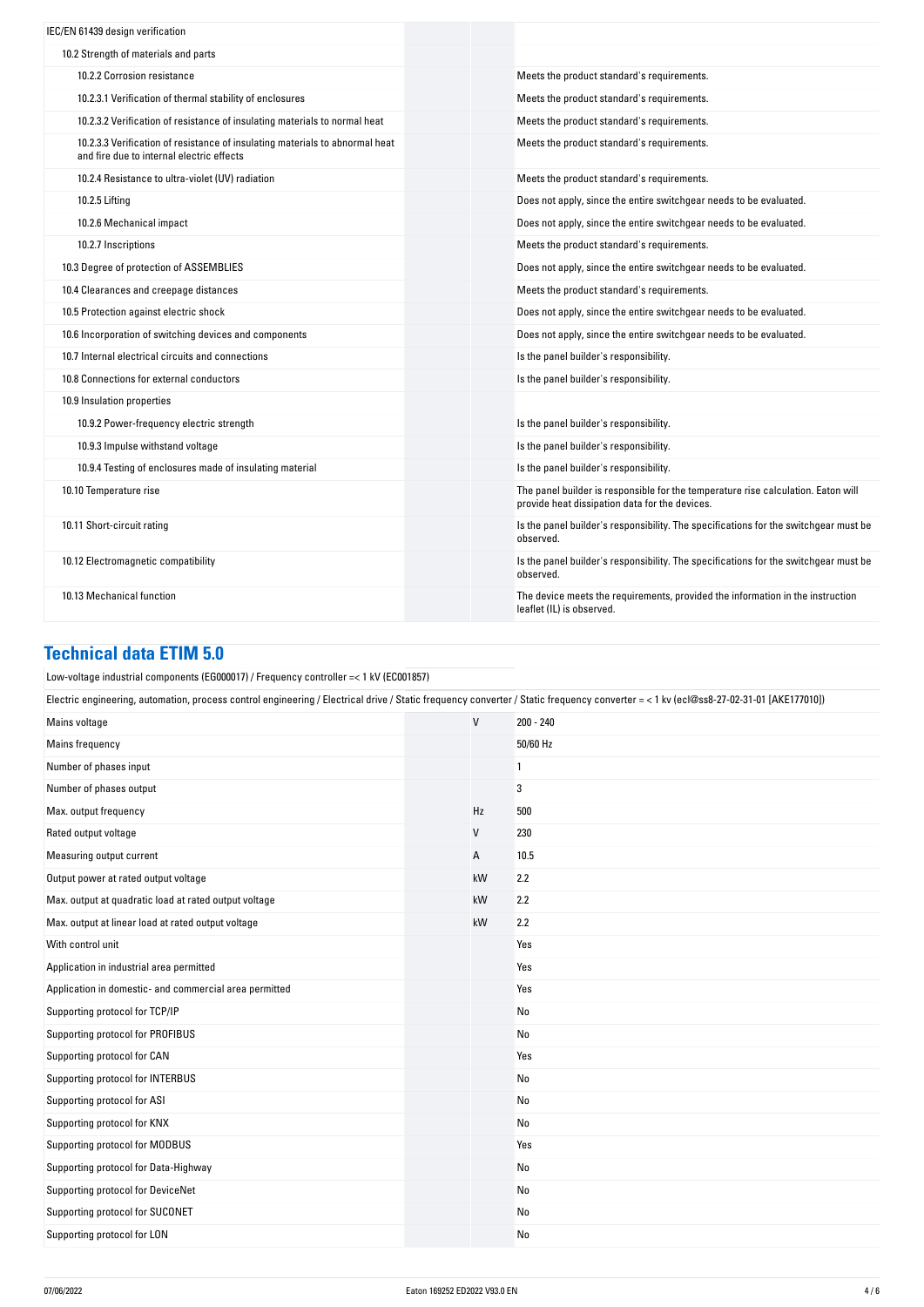| IEC/EN 61439 design verification | | |
|---|---|---|
| 10.2 Strength of materials and parts | | |
| 10.2.2 Corrosion resistance | | Meets the product standard's requirements. |
| 10.2.3.1 Verification of thermal stability of enclosures | | Meets the product standard's requirements. |
| 10.2.3.2 Verification of resistance of insulating materials to normal heat | | Meets the product standard's requirements. |
| 10.2.3.3 Verification of resistance of insulating materials to abnormal heat and fire due to internal electric effects | | Meets the product standard's requirements. |
| 10.2.4 Resistance to ultra-violet (UV) radiation | | Meets the product standard's requirements. |
| 10.2.5 Lifting | | Does not apply, since the entire switchgear needs to be evaluated. |
| 10.2.6 Mechanical impact | | Does not apply, since the entire switchgear needs to be evaluated. |
| 10.2.7 Inscriptions | | Meets the product standard's requirements. |
| 10.3 Degree of protection of ASSEMBLIES | | Does not apply, since the entire switchgear needs to be evaluated. |
| 10.4 Clearances and creepage distances | | Meets the product standard's requirements. |
| 10.5 Protection against electric shock | | Does not apply, since the entire switchgear needs to be evaluated. |
| 10.6 Incorporation of switching devices and components | | Does not apply, since the entire switchgear needs to be evaluated. |
| 10.7 Internal electrical circuits and connections | | Is the panel builder's responsibility. |
| 10.8 Connections for external conductors | | Is the panel builder's responsibility. |
| 10.9 Insulation properties | | |
| 10.9.2 Power-frequency electric strength | | Is the panel builder's responsibility. |
| 10.9.3 Impulse withstand voltage | | Is the panel builder's responsibility. |
| 10.9.4 Testing of enclosures made of insulating material | | Is the panel builder's responsibility. |
| 10.10 Temperature rise | | The panel builder is responsible for the temperature rise calculation. Eaton will provide heat dissipation data for the devices. |
| 10.11 Short-circuit rating | | Is the panel builder's responsibility. The specifications for the switchgear must be observed. |
| 10.12 Electromagnetic compatibility | | Is the panel builder's responsibility. The specifications for the switchgear must be observed. |
| 10.13 Mechanical function | | The device meets the requirements, provided the information in the instruction leaflet (IL) is observed. |

## Technical data ETIM 5.0

Low-voltage industrial components (EG000017) / Frequency controller =< 1 kV (EC001857)

Electric engineering, automation, process control engineering / Electrical drive / Static frequency converter / Static frequency converter = < 1 kv (ecl@ss8-27-02-31-01 [AKE177010])

| | | |
|---|---|---|
| Mains voltage | V | 200 - 240 |
| Mains frequency | | 50/60 Hz |
| Number of phases input | | 1 |
| Number of phases output | | 3 |
| Max. output frequency | Hz | 500 |
| Rated output voltage | V | 230 |
| Measuring output current | A | 10.5 |
| Output power at rated output voltage | kW | 2.2 |
| Max. output at quadratic load at rated output voltage | kW | 2.2 |
| Max. output at linear load at rated output voltage | kW | 2.2 |
| With control unit | | Yes |
| Application in industrial area permitted | | Yes |
| Application in domestic- and commercial area permitted | | Yes |
| Supporting protocol for TCP/IP | | No |
| Supporting protocol for PROFIBUS | | No |
| Supporting protocol for CAN | | Yes |
| Supporting protocol for INTERBUS | | No |
| Supporting protocol for ASI | | No |
| Supporting protocol for KNX | | No |
| Supporting protocol for MODBUS | | Yes |
| Supporting protocol for Data-Highway | | No |
| Supporting protocol for DeviceNet | | No |
| Supporting protocol for SUCONET | | No |
| Supporting protocol for LON | | No |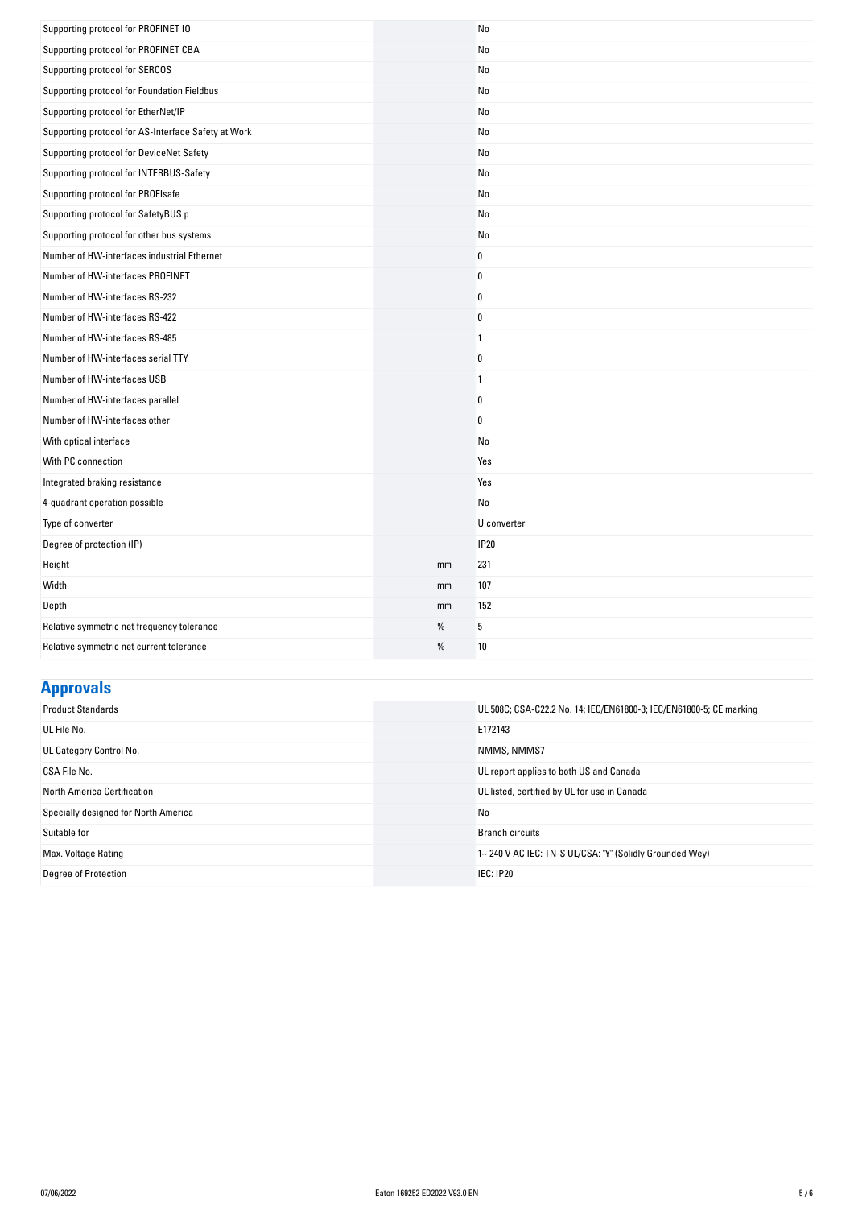| | | |
|---|---|---|
| Supporting protocol for PROFINET IO | | No |
| Supporting protocol for PROFINET CBA | | No |
| Supporting protocol for SERCOS | | No |
| Supporting protocol for Foundation Fieldbus | | No |
| Supporting protocol for EtherNet/IP | | No |
| Supporting protocol for AS-Interface Safety at Work | | No |
| Supporting protocol for DeviceNet Safety | | No |
| Supporting protocol for INTERBUS-Safety | | No |
| Supporting protocol for PROFIsafe | | No |
| Supporting protocol for SafetyBUS p | | No |
| Supporting protocol for other bus systems | | No |
| Number of HW-interfaces industrial Ethernet | | 0 |
| Number of HW-interfaces PROFINET | | 0 |
| Number of HW-interfaces RS-232 | | 0 |
| Number of HW-interfaces RS-422 | | 0 |
| Number of HW-interfaces RS-485 | | 1 |
| Number of HW-interfaces serial TTY | | 0 |
| Number of HW-interfaces USB | | 1 |
| Number of HW-interfaces parallel | | 0 |
| Number of HW-interfaces other | | 0 |
| With optical interface | | No |
| With PC connection | | Yes |
| Integrated braking resistance | | Yes |
| 4-quadrant operation possible | | No |
| Type of converter | | U converter |
| Degree of protection (IP) | | IP20 |
| Height | mm | 231 |
| Width | mm | 107 |
| Depth | mm | 152 |
| Relative symmetric net frequency tolerance | % | 5 |
| Relative symmetric net current tolerance | % | 10 |

## Approvals

| | | |
|---|---|---|
| Product Standards | | UL 508C; CSA-C22.2 No. 14; IEC/EN61800-3; IEC/EN61800-5; CE marking |
| UL File No. | | E172143 |
| UL Category Control No. | | NMMS, NMMS7 |
| CSA File No. | | UL report applies to both US and Canada |
| North America Certification | | UL listed, certified by UL for use in Canada |
| Specially designed for North America | | No |
| Suitable for | | Branch circuits |
| Max. Voltage Rating | | 1~ 240 V AC IEC: TN-S UL/CSA: "Y" (Solidly Grounded Wey) |
| Degree of Protection | | IEC: IP20 |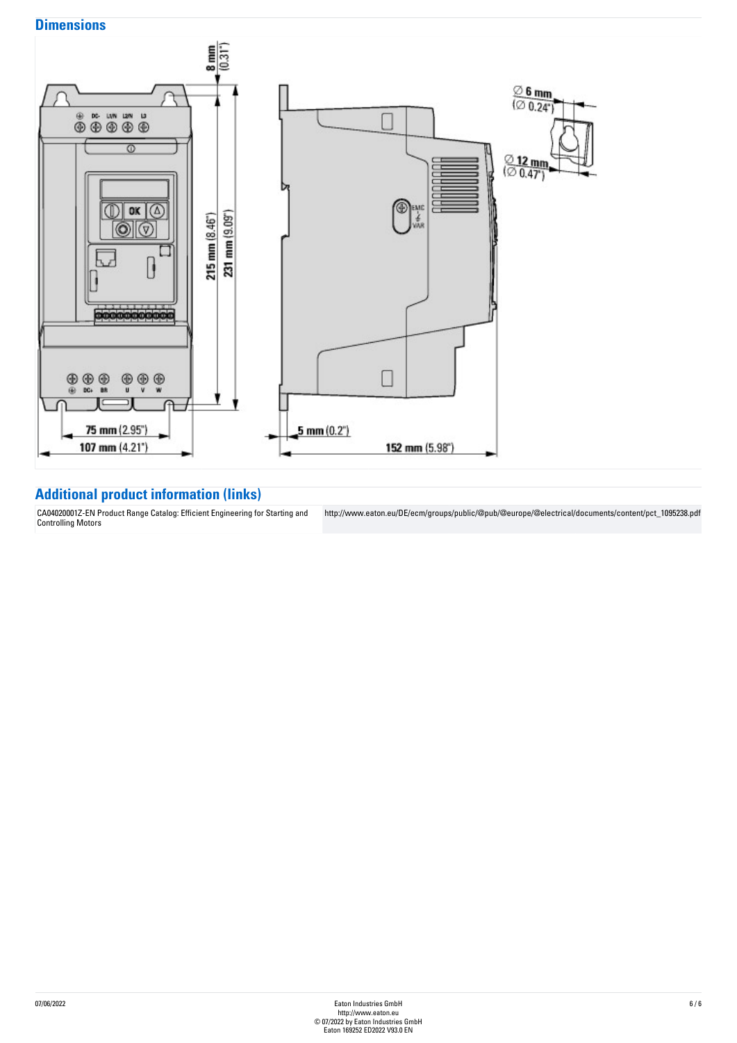## Dimensions

8 mm (0.31")

215 mm (8.46")

231 mm (9.09")

75 mm (2.95")

107 mm (4.21")

5 mm (0.2")

152 mm (5.98")

∅ 6 mm (∅ 0.24")

∅ 12 mm (∅ 0.47")

## Additional product information (links)

| | |
|---|---|
| CA04020001Z-EN Product Range Catalog: Efficient Engineering for Starting and Controlling Motors | http://www.eaton.eu/DE/ecm/groups/public/@pub/@europe/@electrical/documents/content/pct_1095238.pdf |